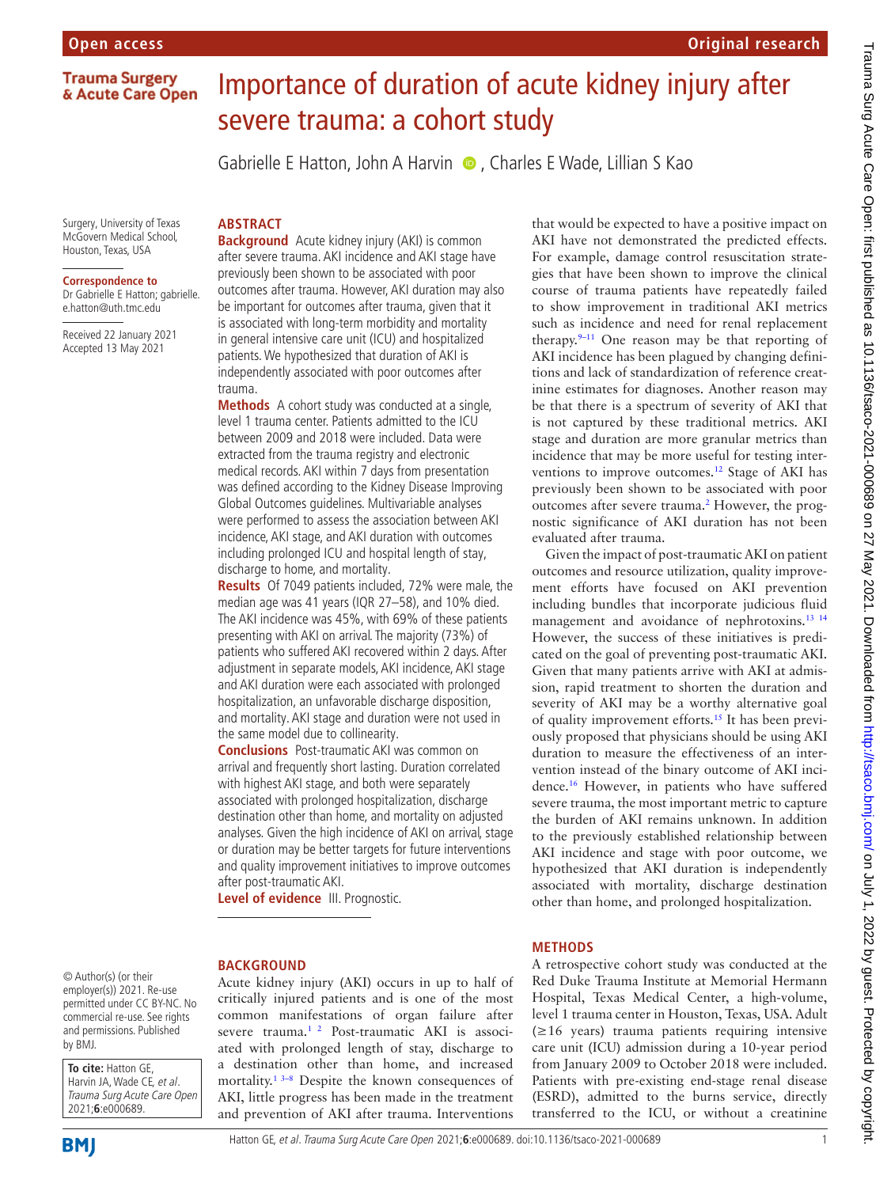Open access

Original research

# Importance of duration of acute kidney injury after severe trauma: a cohort study

Gabrielle E Hatton, John A Harvin, Charles E Wade, Lillian S Kao

Surgery, University of Texas McGovern Medical School, Houston, Texas, USA

**Correspondence to**
Dr Gabrielle E Hatton; gabrielle.e.hatton@uth.tmc.edu

Received 22 January 2021
Accepted 13 May 2021

© Author(s) (or their employer(s)) 2021. Re-use permitted under CC BY-NC. No commercial re-use. See rights and permissions. Published by BMJ.

**To cite:** Hatton GE, Harvin JA, Wade CE, *et al*. *Trauma Surg Acute Care Open* 2021;**6**:e000689.

## ABSTRACT

**Background** Acute kidney injury (AKI) is common after severe trauma. AKI incidence and AKI stage have previously been shown to be associated with poor outcomes after trauma. However, AKI duration may also be important for outcomes after trauma, given that it is associated with long-term morbidity and mortality in general intensive care unit (ICU) and hospitalized patients. We hypothesized that duration of AKI is independently associated with poor outcomes after trauma.

**Methods** A cohort study was conducted at a single, level 1 trauma center. Patients admitted to the ICU between 2009 and 2018 were included. Data were extracted from the trauma registry and electronic medical records. AKI within 7 days from presentation was defined according to the Kidney Disease Improving Global Outcomes guidelines. Multivariable analyses were performed to assess the association between AKI incidence, AKI stage, and AKI duration with outcomes including prolonged ICU and hospital length of stay, discharge to home, and mortality.

**Results** Of 7049 patients included, 72% were male, the median age was 41 years (IQR 27–58), and 10% died. The AKI incidence was 45%, with 69% of these patients presenting with AKI on arrival. The majority (73%) of patients who suffered AKI recovered within 2 days. After adjustment in separate models, AKI incidence, AKI stage and AKI duration were each associated with prolonged hospitalization, an unfavorable discharge disposition, and mortality. AKI stage and duration were not used in the same model due to collinearity.

**Conclusions** Post-traumatic AKI was common on arrival and frequently short lasting. Duration correlated with highest AKI stage, and both were separately associated with prolonged hospitalization, discharge destination other than home, and mortality on adjusted analyses. Given the high incidence of AKI on arrival, stage or duration may be better targets for future interventions and quality improvement initiatives to improve outcomes after post-traumatic AKI.

**Level of evidence** III. Prognostic.

## BACKGROUND

Acute kidney injury (AKI) occurs in up to half of critically injured patients and is one of the most common manifestations of organ failure after severe trauma.[1,2] Post-traumatic AKI is associated with prolonged length of stay, discharge to a destination other than home, and increased mortality.[1,3–8] Despite the known consequences of AKI, little progress has been made in the treatment and prevention of AKI after trauma. Interventions that would be expected to have a positive impact on AKI have not demonstrated the predicted effects. For example, damage control resuscitation strategies that have been shown to improve the clinical course of trauma patients have repeatedly failed to show improvement in traditional AKI metrics such as incidence and need for renal replacement therapy.[9–11] One reason may be that reporting of AKI incidence has been plagued by changing definitions and lack of standardization of reference creatinine estimates for diagnoses. Another reason may be that there is a spectrum of severity of AKI that is not captured by these traditional metrics. AKI stage and duration are more granular metrics than incidence that may be more useful for testing interventions to improve outcomes.[12] Stage of AKI has previously been shown to be associated with poor outcomes after severe trauma.[2] However, the prognostic significance of AKI duration has not been evaluated after trauma.

Given the impact of post-traumatic AKI on patient outcomes and resource utilization, quality improvement efforts have focused on AKI prevention including bundles that incorporate judicious fluid management and avoidance of nephrotoxins.[13,14] However, the success of these initiatives is predicated on the goal of preventing post-traumatic AKI. Given that many patients arrive with AKI at admission, rapid treatment to shorten the duration and severity of AKI may be a worthy alternative goal of quality improvement efforts.[15] It has been previously proposed that physicians should be using AKI duration to measure the effectiveness of an intervention instead of the binary outcome of AKI incidence.[16] However, in patients who have suffered severe trauma, the most important metric to capture the burden of AKI remains unknown. In addition to the previously established relationship between AKI incidence and stage with poor outcome, we hypothesized that AKI duration is independently associated with mortality, discharge destination other than home, and prolonged hospitalization.

## METHODS

A retrospective cohort study was conducted at the Red Duke Trauma Institute at Memorial Hermann Hospital, Texas Medical Center, a high-volume, level 1 trauma center in Houston, Texas, USA. Adult (≥16 years) trauma patients requiring intensive care unit (ICU) admission during a 10-year period from January 2009 to October 2018 were included. Patients with pre-existing end-stage renal disease (ESRD), admitted to the burns service, directly transferred to the ICU, or without a creatinine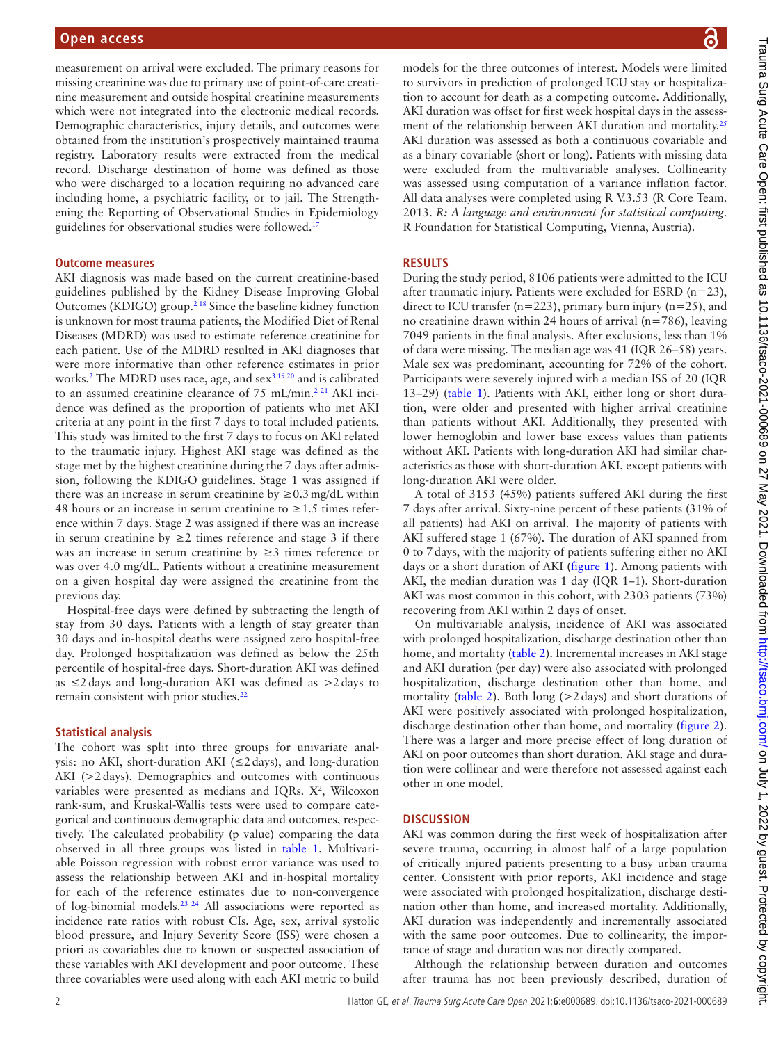measurement on arrival were excluded. The primary reasons for missing creatinine was due to primary use of point-of-care creatinine measurement and outside hospital creatinine measurements which were not integrated into the electronic medical records. Demographic characteristics, injury details, and outcomes were obtained from the institution's prospectively maintained trauma registry. Laboratory results were extracted from the medical record. Discharge destination of home was defined as those who were discharged to a location requiring no advanced care including home, a psychiatric facility, or to jail. The Strengthening the Reporting of Observational Studies in Epidemiology guidelines for observational studies were followed.[17]

### Outcome measures

AKI diagnosis was made based on the current creatinine-based guidelines published by the Kidney Disease Improving Global Outcomes (KDIGO) group.[2,18] Since the baseline kidney function is unknown for most trauma patients, the Modified Diet of Renal Diseases (MDRD) was used to estimate reference creatinine for each patient. Use of the MDRD resulted in AKI diagnoses that were more informative than other reference estimates in prior works.[2] The MDRD uses race, age, and sex[3,19,20] and is calibrated to an assumed creatinine clearance of 75 mL/min.[2,21] AKI incidence was defined as the proportion of patients who met AKI criteria at any point in the first 7 days to total included patients. This study was limited to the first 7 days to focus on AKI related to the traumatic injury. Highest AKI stage was defined as the stage met by the highest creatinine during the 7 days after admission, following the KDIGO guidelines. Stage 1 was assigned if there was an increase in serum creatinine by ≥0.3 mg/dL within 48 hours or an increase in serum creatinine to ≥1.5 times reference within 7 days. Stage 2 was assigned if there was an increase in serum creatinine by ≥2 times reference and stage 3 if there was an increase in serum creatinine by ≥3 times reference or was over 4.0 mg/dL. Patients without a creatinine measurement on a given hospital day were assigned the creatinine from the previous day.

Hospital-free days were defined by subtracting the length of stay from 30 days. Patients with a length of stay greater than 30 days and in-hospital deaths were assigned zero hospital-free day. Prolonged hospitalization was defined as below the 25th percentile of hospital-free days. Short-duration AKI was defined as ≤2 days and long-duration AKI was defined as >2 days to remain consistent with prior studies.[22]

### Statistical analysis

The cohort was split into three groups for univariate analysis: no AKI, short-duration AKI (≤2 days), and long-duration AKI (>2 days). Demographics and outcomes with continuous variables were presented as medians and IQRs. $X^2$, Wilcoxon rank-sum, and Kruskal-Wallis tests were used to compare categorical and continuous demographic data and outcomes, respectively. The calculated probability (p value) comparing the data observed in all three groups was listed in table 1. Multivariable Poisson regression with robust error variance was used to assess the relationship between AKI and in-hospital mortality for each of the reference estimates due to non-convergence of log-binomial models.[23,24] All associations were reported as incidence rate ratios with robust CIs. Age, sex, arrival systolic blood pressure, and Injury Severity Score (ISS) were chosen a priori as covariables due to known or suspected association of these variables with AKI development and poor outcome. These three covariables were used along with each AKI metric to build models for the three outcomes of interest. Models were limited to survivors in prediction of prolonged ICU stay or hospitalization to account for death as a competing outcome. Additionally, AKI duration was offset for first week hospital days in the assessment of the relationship between AKI duration and mortality.[25] AKI duration was assessed as both a continuous covariable and as a binary covariable (short or long). Patients with missing data were excluded from the multivariable analyses. Collinearity was assessed using computation of a variance inflation factor. All data analyses were completed using R V.3.53 (R Core Team. 2013. *R: A language and environment for statistical computing*. R Foundation for Statistical Computing, Vienna, Austria).

## RESULTS

During the study period, 8106 patients were admitted to the ICU after traumatic injury. Patients were excluded for ESRD (n=23), direct to ICU transfer (n=223), primary burn injury (n=25), and no creatinine drawn within 24 hours of arrival (n=786), leaving 7049 patients in the final analysis. After exclusions, less than 1% of data were missing. The median age was 41 (IQR 26–58) years. Male sex was predominant, accounting for 72% of the cohort. Participants were severely injured with a median ISS of 20 (IQR 13–29) (table 1). Patients with AKI, either long or short duration, were older and presented with higher arrival creatinine than patients without AKI. Additionally, they presented with lower hemoglobin and lower base excess values than patients without AKI. Patients with long-duration AKI had similar characteristics as those with short-duration AKI, except patients with long-duration AKI were older.

A total of 3153 (45%) patients suffered AKI during the first 7 days after arrival. Sixty-nine percent of these patients (31% of all patients) had AKI on arrival. The majority of patients with AKI suffered stage 1 (67%). The duration of AKI spanned from 0 to 7 days, with the majority of patients suffering either no AKI days or a short duration of AKI (figure 1). Among patients with AKI, the median duration was 1 day (IQR 1–1). Short-duration AKI was most common in this cohort, with 2303 patients (73%) recovering from AKI within 2 days of onset.

On multivariable analysis, incidence of AKI was associated with prolonged hospitalization, discharge destination other than home, and mortality (table 2). Incremental increases in AKI stage and AKI duration (per day) were also associated with prolonged hospitalization, discharge destination other than home, and mortality (table 2). Both long (>2 days) and short durations of AKI were positively associated with prolonged hospitalization, discharge destination other than home, and mortality (figure 2). There was a larger and more precise effect of long duration of AKI on poor outcomes than short duration. AKI stage and duration were collinear and were therefore not assessed against each other in one model.

## DISCUSSION

AKI was common during the first week of hospitalization after severe trauma, occurring in almost half of a large population of critically injured patients presenting to a busy urban trauma center. Consistent with prior reports, AKI incidence and stage were associated with prolonged hospitalization, discharge destination other than home, and increased mortality. Additionally, AKI duration was independently and incrementally associated with the same poor outcomes. Due to collinearity, the importance of stage and duration was not directly compared.

Although the relationship between duration and outcomes after trauma has not been previously described, duration of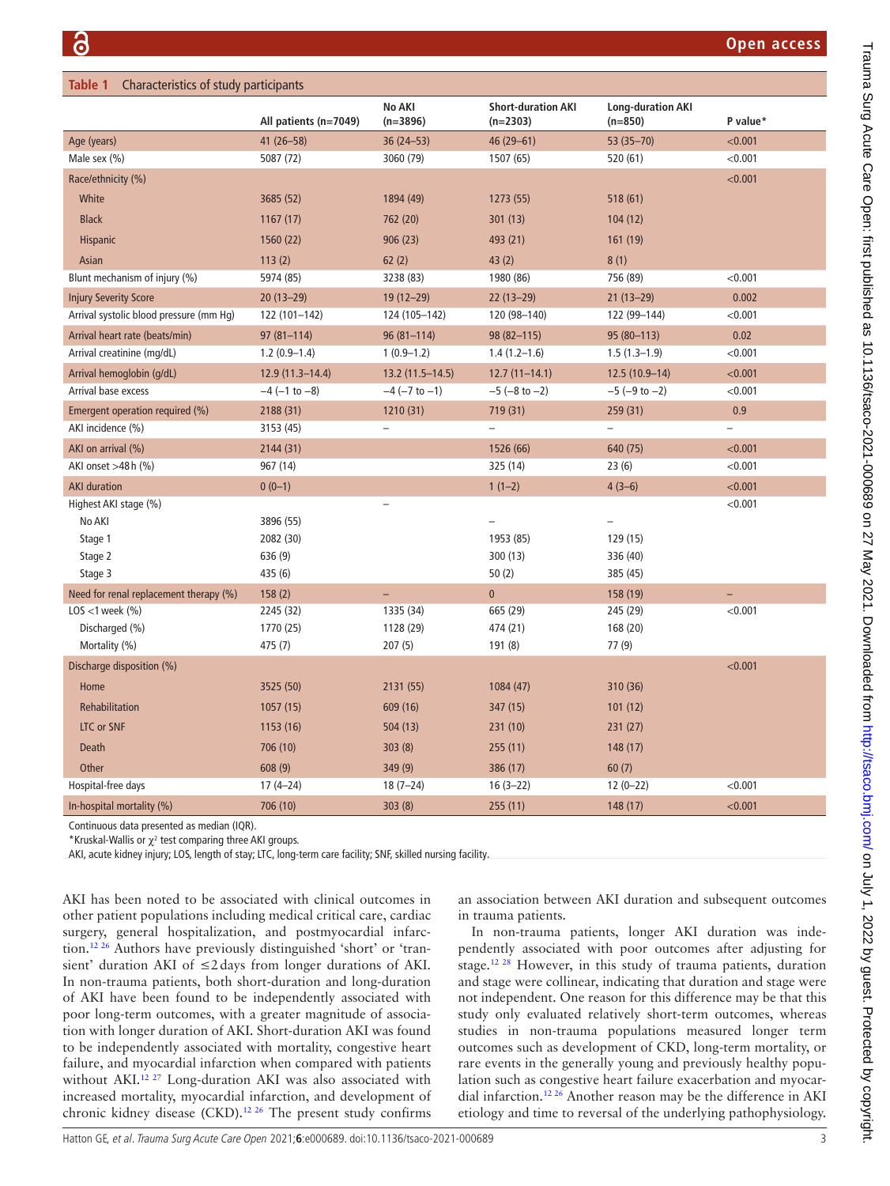**Table 1** Characteristics of study participants

| | All patients (n=7049) | No AKI (n=3896) | Short-duration AKI (n=2303) | Long-duration AKI (n=850) | P value* |
|---|---|---|---|---|---|
| Age (years) | 41 (26–58) | 36 (24–53) | 46 (29–61) | 53 (35–70) | <0.001 |
| Male sex (%) | 5087 (72) | 3060 (79) | 1507 (65) | 520 (61) | <0.001 |
| Race/ethnicity (%) | | | | | <0.001 |
| White | 3685 (52) | 1894 (49) | 1273 (55) | 518 (61) | |
| Black | 1167 (17) | 762 (20) | 301 (13) | 104 (12) | |
| Hispanic | 1560 (22) | 906 (23) | 493 (21) | 161 (19) | |
| Asian | 113 (2) | 62 (2) | 43 (2) | 8 (1) | |
| Blunt mechanism of injury (%) | 5974 (85) | 3238 (83) | 1980 (86) | 756 (89) | <0.001 |
| Injury Severity Score | 20 (13–29) | 19 (12–29) | 22 (13–29) | 21 (13–29) | 0.002 |
| Arrival systolic blood pressure (mm Hg) | 122 (101–142) | 124 (105–142) | 120 (98–140) | 122 (99–144) | <0.001 |
| Arrival heart rate (beats/min) | 97 (81–114) | 96 (81–114) | 98 (82–115) | 95 (80–113) | 0.02 |
| Arrival creatinine (mg/dL) | 1.2 (0.9–1.4) | 1 (0.9–1.2) | 1.4 (1.2–1.6) | 1.5 (1.3–1.9) | <0.001 |
| Arrival hemoglobin (g/dL) | 12.9 (11.3–14.4) | 13.2 (11.5–14.5) | 12.7 (11–14.1) | 12.5 (10.9–14) | <0.001 |
| Arrival base excess | −4 (−1 to −8) | −4 (−7 to −1) | −5 (−8 to −2) | −5 (−9 to −2) | <0.001 |
| Emergent operation required (%) | 2188 (31) | 1210 (31) | 719 (31) | 259 (31) | 0.9 |
| AKI incidence (%) | 3153 (45) | – | – | – | – |
| AKI on arrival (%) | 2144 (31) | | 1526 (66) | 640 (75) | <0.001 |
| AKI onset >48 h (%) | 967 (14) | | 325 (14) | 23 (6) | <0.001 |
| AKI duration | 0 (0–1) | | 1 (1–2) | 4 (3–6) | <0.001 |
| Highest AKI stage (%) | | – | | | <0.001 |
| No AKI | 3896 (55) | | – | – | |
| Stage 1 | 2082 (30) | | 1953 (85) | 129 (15) | |
| Stage 2 | 636 (9) | | 300 (13) | 336 (40) | |
| Stage 3 | 435 (6) | | 50 (2) | 385 (45) | |
| Need for renal replacement therapy (%) | 158 (2) | – | 0 | 158 (19) | – |
| LOS <1 week (%) | 2245 (32) | 1335 (34) | 665 (29) | 245 (29) | <0.001 |
| Discharged (%) | 1770 (25) | 1128 (29) | 474 (21) | 168 (20) | |
| Mortality (%) | 475 (7) | 207 (5) | 191 (8) | 77 (9) | |
| Discharge disposition (%) | | | | | <0.001 |
| Home | 3525 (50) | 2131 (55) | 1084 (47) | 310 (36) | |
| Rehabilitation | 1057 (15) | 609 (16) | 347 (15) | 101 (12) | |
| LTC or SNF | 1153 (16) | 504 (13) | 231 (10) | 231 (27) | |
| Death | 706 (10) | 303 (8) | 255 (11) | 148 (17) | |
| Other | 608 (9) | 349 (9) | 386 (17) | 60 (7) | |
| Hospital-free days | 17 (4–24) | 18 (7–24) | 16 (3–22) | 12 (0–22) | <0.001 |
| In-hospital mortality (%) | 706 (10) | 303 (8) | 255 (11) | 148 (17) | <0.001 |

Continuous data presented as median (IQR).

*Kruskal-Wallis or $\chi^2$ test comparing three AKI groups.

AKI, acute kidney injury; LOS, length of stay; LTC, long-term care facility; SNF, skilled nursing facility.

AKI has been noted to be associated with clinical outcomes in other patient populations including medical critical care, cardiac surgery, general hospitalization, and postmyocardial infarction.[12,26] Authors have previously distinguished 'short' or 'transient' duration AKI of ≤2 days from longer durations of AKI. In non-trauma patients, both short-duration and long-duration of AKI have been found to be independently associated with poor long-term outcomes, with a greater magnitude of association with longer duration of AKI. Short-duration AKI was found to be independently associated with mortality, congestive heart failure, and myocardial infarction when compared with patients without AKI.[12,27] Long-duration AKI was also associated with increased mortality, myocardial infarction, and development of chronic kidney disease (CKD).[12,26] The present study confirms an association between AKI duration and subsequent outcomes in trauma patients.

In non-trauma patients, longer AKI duration was independently associated with poor outcomes after adjusting for stage.[12,28] However, in this study of trauma patients, duration and stage were collinear, indicating that duration and stage were not independent. One reason for this difference may be that this study only evaluated relatively short-term outcomes, whereas studies in non-trauma populations measured longer term outcomes such as development of CKD, long-term mortality, or rare events in the generally young and previously healthy population such as congestive heart failure exacerbation and myocardial infarction.[12,26] Another reason may be the difference in AKI etiology and time to reversal of the underlying pathophysiology.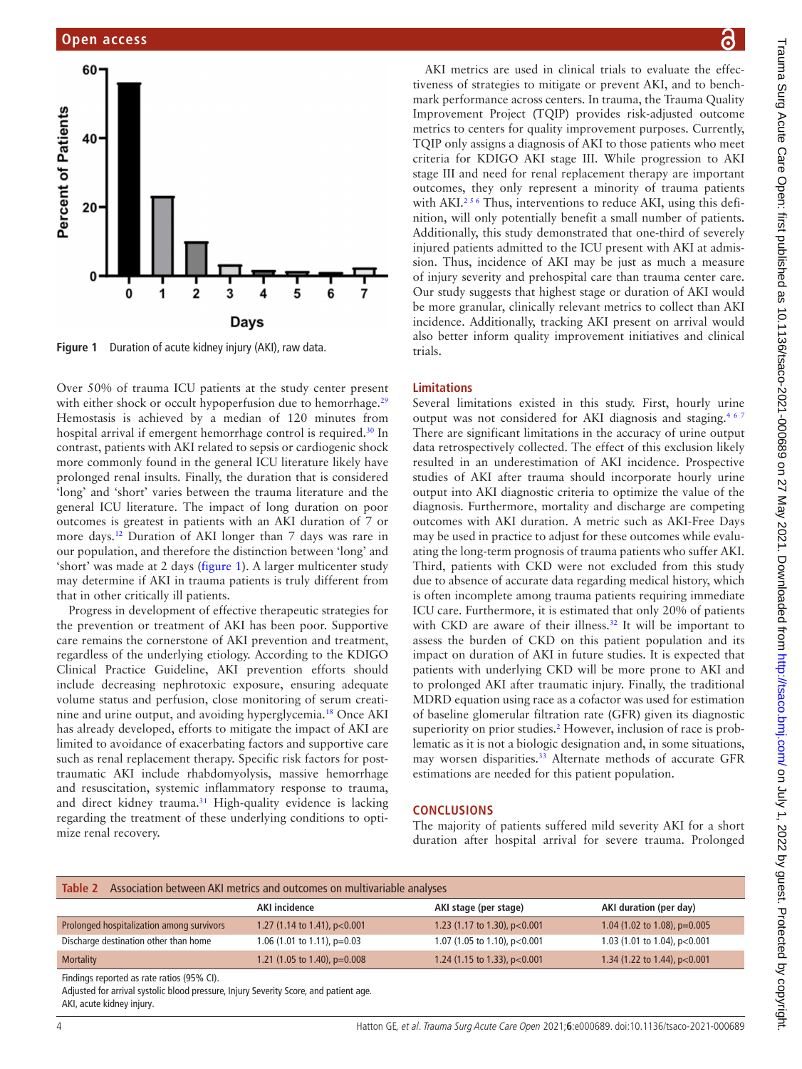Figure 1 Duration of acute kidney injury (AKI), raw data.

Over 50% of trauma ICU patients at the study center present with either shock or occult hypoperfusion due to hemorrhage.[29] Hemostasis is achieved by a median of 120 minutes from hospital arrival if emergent hemorrhage control is required.[30] In contrast, patients with AKI related to sepsis or cardiogenic shock more commonly found in the general ICU literature likely have prolonged renal insults. Finally, the duration that is considered 'long' and 'short' varies between the trauma literature and the general ICU literature. The impact of long duration on poor outcomes is greatest in patients with an AKI duration of 7 or more days.[12] Duration of AKI longer than 7 days was rare in our population, and therefore the distinction between 'long' and 'short' was made at 2 days (figure 1). A larger multicenter study may determine if AKI in trauma patients is truly different from that in other critically ill patients.

Progress in development of effective therapeutic strategies for the prevention or treatment of AKI has been poor. Supportive care remains the cornerstone of AKI prevention and treatment, regardless of the underlying etiology. According to the KDIGO Clinical Practice Guideline, AKI prevention efforts should include decreasing nephrotoxic exposure, ensuring adequate volume status and perfusion, close monitoring of serum creatinine and urine output, and avoiding hyperglycemia.[18] Once AKI has already developed, efforts to mitigate the impact of AKI are limited to avoidance of exacerbating factors and supportive care such as renal replacement therapy. Specific risk factors for post-traumatic AKI include rhabdomyolysis, massive hemorrhage and resuscitation, systemic inflammatory response to trauma, and direct kidney trauma.[31] High-quality evidence is lacking regarding the treatment of these underlying conditions to optimize renal recovery.

AKI metrics are used in clinical trials to evaluate the effectiveness of strategies to mitigate or prevent AKI, and to benchmark performance across centers. In trauma, the Trauma Quality Improvement Project (TQIP) provides risk-adjusted outcome metrics to centers for quality improvement purposes. Currently, TQIP only assigns a diagnosis of AKI to those patients who meet criteria for KDIGO AKI stage III. While progression to AKI stage III and need for renal replacement therapy are important outcomes, they only represent a minority of trauma patients with AKI.[2,5,6] Thus, interventions to reduce AKI, using this definition, will only potentially benefit a small number of patients. Additionally, this study demonstrated that one-third of severely injured patients admitted to the ICU present with AKI at admission. Thus, incidence of AKI may be just as much a measure of injury severity and prehospital care than trauma center care. Our study suggests that highest stage or duration of AKI would be more granular, clinically relevant metrics to collect than AKI incidence. Additionally, tracking AKI present on arrival would also better inform quality improvement initiatives and clinical trials.

## Limitations

Several limitations existed in this study. First, hourly urine output was not considered for AKI diagnosis and staging.[4,6,7] There are significant limitations in the accuracy of urine output data retrospectively collected. The effect of this exclusion likely resulted in an underestimation of AKI incidence. Prospective studies of AKI after trauma should incorporate hourly urine output into AKI diagnostic criteria to optimize the value of the diagnosis. Furthermore, mortality and discharge are competing outcomes with AKI duration. A metric such as AKI-Free Days may be used in practice to adjust for these outcomes while evaluating the long-term prognosis of trauma patients who suffer AKI. Third, patients with CKD were not excluded from this study due to absence of accurate data regarding medical history, which is often incomplete among trauma patients requiring immediate ICU care. Furthermore, it is estimated that only 20% of patients with CKD are aware of their illness.[32] It will be important to assess the burden of CKD on this patient population and its impact on duration of AKI in future studies. It is expected that patients with underlying CKD will be more prone to AKI and to prolonged AKI after traumatic injury. Finally, the traditional MDRD equation using race as a cofactor was used for estimation of baseline glomerular filtration rate (GFR) given its diagnostic superiority on prior studies.[2] However, inclusion of race is problematic as it is not a biologic designation and, in some situations, may worsen disparities.[33] Alternate methods of accurate GFR estimations are needed for this patient population.

## CONCLUSIONS

The majority of patients suffered mild severity AKI for a short duration after hospital arrival for severe trauma. Prolonged

**Table 2** Association between AKI metrics and outcomes on multivariable analyses

| | AKI incidence | AKI stage (per stage) | AKI duration (per day) |
|---|---|---|---|
| Prolonged hospitalization among survivors | 1.27 (1.14 to 1.41), p<0.001 | 1.23 (1.17 to 1.30), p<0.001 | 1.04 (1.02 to 1.08), p=0.005 |
| Discharge destination other than home | 1.06 (1.01 to 1.11), p=0.03 | 1.07 (1.05 to 1.10), p<0.001 | 1.03 (1.01 to 1.04), p<0.001 |
| Mortality | 1.21 (1.05 to 1.40), p=0.008 | 1.24 (1.15 to 1.33), p<0.001 | 1.34 (1.22 to 1.44), p<0.001 |

Findings reported as rate ratios (95% CI).
Adjusted for arrival systolic blood pressure, Injury Severity Score, and patient age.
AKI, acute kidney injury.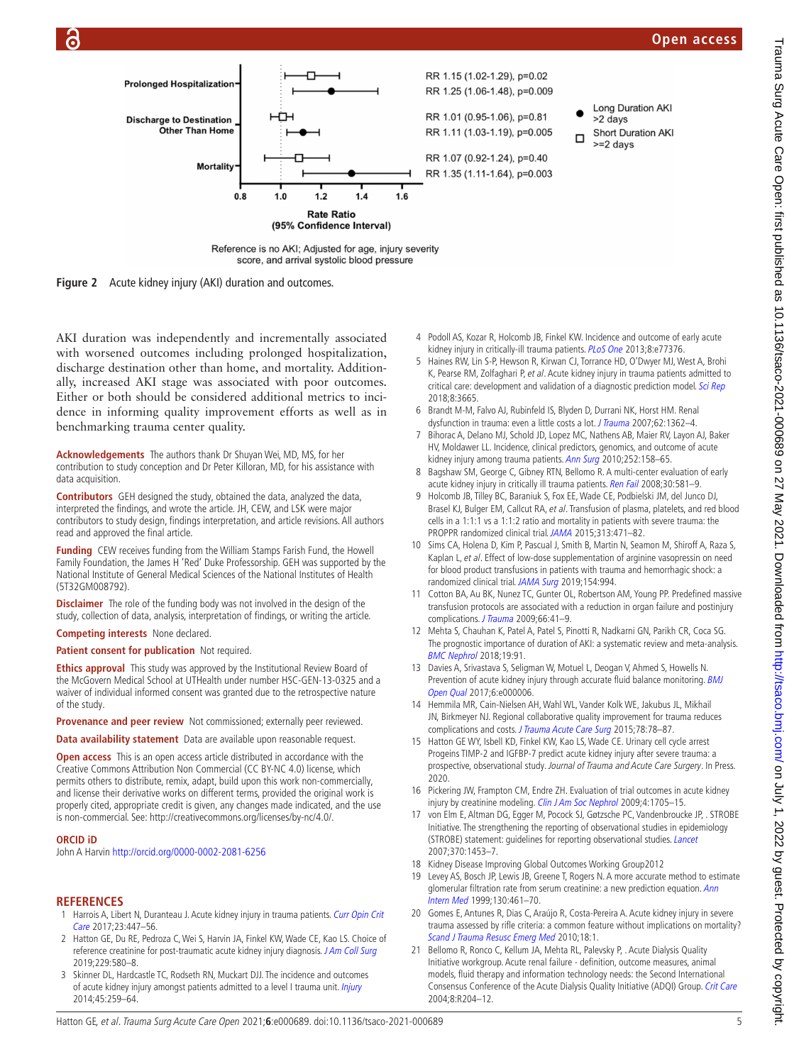Figure 2 Acute kidney injury (AKI) duration and outcomes.

AKI duration was independently and incrementally associated with worsened outcomes including prolonged hospitalization, discharge destination other than home, and mortality. Additionally, increased AKI stage was associated with poor outcomes. Either or both should be considered additional metrics to incidence in informing quality improvement efforts as well as in benchmarking trauma center quality.

**Acknowledgements** The authors thank Dr Shuyan Wei, MD, MS, for her contribution to study conception and Dr Peter Killoran, MD, for his assistance with data acquisition.

**Contributors** GEH designed the study, obtained the data, analyzed the data, interpreted the findings, and wrote the article. JH, CEW, and LSK were major contributors to study design, findings interpretation, and article revisions. All authors read and approved the final article.

**Funding** CEW receives funding from the William Stamps Farish Fund, the Howell Family Foundation, the James H 'Red' Duke Professorship. GEH was supported by the National Institute of General Medical Sciences of the National Institutes of Health (5T32GM008792).

**Disclaimer** The role of the funding body was not involved in the design of the study, collection of data, analysis, interpretation of findings, or writing the article.

**Competing interests** None declared.

**Patient consent for publication** Not required.

**Ethics approval** This study was approved by the Institutional Review Board of the McGovern Medical School at UTHealth under number HSC-GEN-13-0325 and a waiver of individual informed consent was granted due to the retrospective nature of the study.

**Provenance and peer review** Not commissioned; externally peer reviewed.

**Data availability statement** Data are available upon reasonable request.

**Open access** This is an open access article distributed in accordance with the Creative Commons Attribution Non Commercial (CC BY-NC 4.0) license, which permits others to distribute, remix, adapt, build upon this work non-commercially, and license their derivative works on different terms, provided the original work is properly cited, appropriate credit is given, any changes made indicated, and the use is non-commercial. See: http://creativecommons.org/licenses/by-nc/4.0/.

**ORCID iD**

John A Harvin http://orcid.org/0000-0002-2081-6256

## REFERENCES

1. Harrois A, Libert N, Duranteau J. Acute kidney injury in trauma patients. *Curr Opin Crit Care* 2017;23:447–56.
2. Hatton GE, Du RE, Pedroza C, Wei S, Harvin JA, Finkel KW, Wade CE, Kao LS. Choice of reference creatinine for post-traumatic acute kidney injury diagnosis. *J Am Coll Surg* 2019;229:580–8.
3. Skinner DL, Hardcastle TC, Rodseth RN, Muckart DJJ. The incidence and outcomes of acute kidney injury amongst patients admitted to a level I trauma unit. *Injury* 2014;45:259–64.
4. Podoll AS, Kozar R, Holcomb JB, Finkel KW. Incidence and outcome of early acute kidney injury in critically-ill trauma patients. *PLoS One* 2013;8:e77376.
5. Haines RW, Lin S-P, Hewson R, Kirwan CJ, Torrance HD, O'Dwyer MJ, West A, Brohi K, Pearse RM, Zolfaghari P, *et al*. Acute kidney injury in trauma patients admitted to critical care: development and validation of a diagnostic prediction model. *Sci Rep* 2018;8:3665.
6. Brandt M-M, Falvo AJ, Rubinfeld IS, Blyden D, Durrani NK, Horst HM. Renal dysfunction in trauma: even a little costs a lot. *J Trauma* 2007;62:1362–4.
7. Bihorac A, Delano MJ, Schold JD, Lopez MC, Nathens AB, Maier RV, Layon AJ, Baker HV, Moldawer LL. Incidence, clinical predictors, genomics, and outcome of acute kidney injury among trauma patients. *Ann Surg* 2010;252:158–65.
8. Bagshaw SM, George C, Gibney RTN, Bellomo R. A multi-center evaluation of early acute kidney injury in critically ill trauma patients. *Ren Fail* 2008;30:581–9.
9. Holcomb JB, Tilley BC, Baraniuk S, Fox EE, Wade CE, Podbielski JM, del Junco DJ, Brasel KJ, Bulger EM, Callcut RA, *et al*. Transfusion of plasma, platelets, and red blood cells in a 1:1:1 vs a 1:1:2 ratio and mortality in patients with severe trauma: the PROPPR randomized clinical trial. *JAMA* 2015;313:471–82.
10. Sims CA, Holena D, Kim P, Pascual J, Smith B, Martin N, Seamon M, Shiroff A, Raza S, Kaplan L, *et al*. Effect of low-dose supplementation of arginine vasopressin on need for blood product transfusions in patients with trauma and hemorrhagic shock: a randomized clinical trial. *JAMA Surg* 2019;154:994.
11. Cotton BA, Au BK, Nunez TC, Gunter OL, Robertson AM, Young PP. Predefined massive transfusion protocols are associated with a reduction in organ failure and postinjury complications. *J Trauma* 2009;66:41–9.
12. Mehta S, Chauhan K, Patel A, Patel S, Pinotti R, Nadkarni GN, Parikh CR, Coca SG. The prognostic importance of duration of AKI: a systematic review and meta-analysis. *BMC Nephrol* 2018;19:91.
13. Davies A, Srivastava S, Seligman W, Motuel L, Deogan V, Ahmed S, Howells N. Prevention of acute kidney injury through accurate fluid balance monitoring. *BMJ Open Qual* 2017;6:e000006.
14. Hemmila MR, Cain-Nielsen AH, Wahl WL, Vander Kolk WE, Jakubus JL, Mikhail JN, Birkmeyer NJ. Regional collaborative quality improvement for trauma reduces complications and costs. *J Trauma Acute Care Surg* 2015;78:78–87.
15. Hatton GE WY, Isbell KD, Finkel KW, Kao LS, Wade CE. Urinary cell cycle arrest Progeins TIMP-2 and IGFBP-7 predict acute kidney injury after severe trauma: a prospective, observational study. *Journal of Trauma and Acute Care Surgery*. In Press. 2020.
16. Pickering JW, Frampton CM, Endre ZH. Evaluation of trial outcomes in acute kidney injury by creatinine modeling. *Clin J Am Soc Nephrol* 2009;4:1705–15.
17. von Elm E, Altman DG, Egger M, Pocock SJ, Gøtzsche PC, Vandenbroucke JP, . STROBE Initiative. The strengthening the reporting of observational studies in epidemiology (STROBE) statement: guidelines for reporting observational studies. *Lancet* 2007;370:1453–7.
18. Kidney Disease Improving Global Outcomes Working Group2012
19. Levey AS, Bosch JP, Lewis JB, Greene T, Rogers N. A more accurate method to estimate glomerular filtration rate from serum creatinine: a new prediction equation. *Ann Intern Med* 1999;130:461–70.
20. Gomes E, Antunes R, Dias C, Araújo R, Costa-Pereira A. Acute kidney injury in severe trauma assessed by rifle criteria: a common feature without implications on mortality? *Scand J Trauma Resusc Emerg Med* 2010;18:1.
21. Bellomo R, Ronco C, Kellum JA, Mehta RL, Palevsky P, . Acute Dialysis Quality Initiative workgroup. Acute renal failure - definition, outcome measures, animal models, fluid therapy and information technology needs: the Second International Consensus Conference of the Acute Dialysis Quality Initiative (ADQI) Group. *Crit Care* 2004;8:R204–12.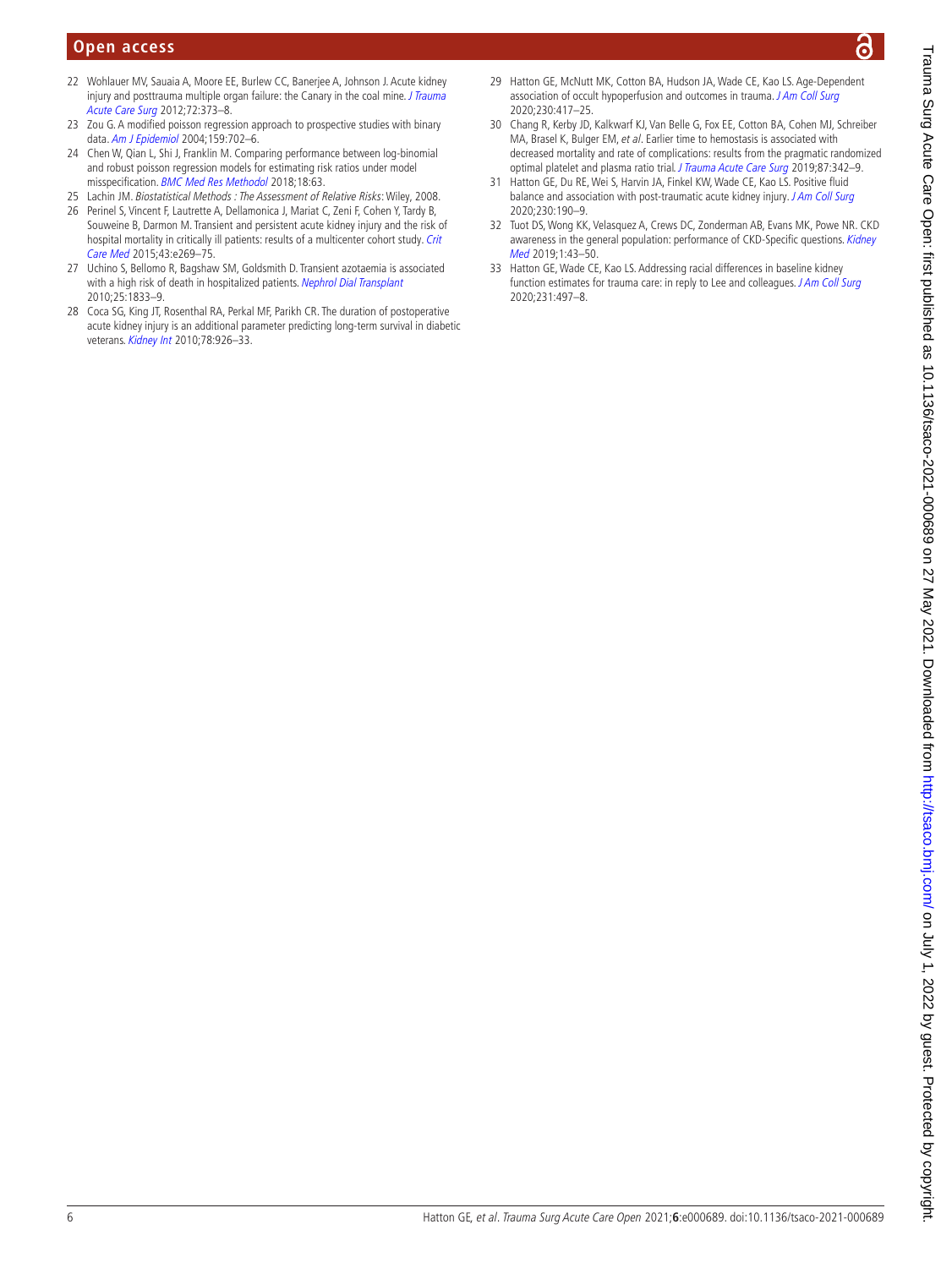22 Wohlauer MV, Sauaia A, Moore EE, Burlew CC, Banerjee A, Johnson J. Acute kidney injury and posttrauma multiple organ failure: the Canary in the coal mine. *J Trauma Acute Care Surg* 2012;72:373–8.

23 Zou G. A modified poisson regression approach to prospective studies with binary data. *Am J Epidemiol* 2004;159:702–6.

24 Chen W, Qian L, Shi J, Franklin M. Comparing performance between log-binomial and robust poisson regression models for estimating risk ratios under model misspecification. *BMC Med Res Methodol* 2018;18:63.

25 Lachin JM. *Biostatistical Methods : The Assessment of Relative Risks*: Wiley, 2008.

26 Perinel S, Vincent F, Lautrette A, Dellamonica J, Mariat C, Zeni F, Cohen Y, Tardy B, Souweine B, Darmon M. Transient and persistent acute kidney injury and the risk of hospital mortality in critically ill patients: results of a multicenter cohort study. *Crit Care Med* 2015;43:e269–75.

27 Uchino S, Bellomo R, Bagshaw SM, Goldsmith D. Transient azotaemia is associated with a high risk of death in hospitalized patients. *Nephrol Dial Transplant* 2010;25:1833–9.

28 Coca SG, King JT, Rosenthal RA, Perkal MF, Parikh CR. The duration of postoperative acute kidney injury is an additional parameter predicting long-term survival in diabetic veterans. *Kidney Int* 2010;78:926–33.

29 Hatton GE, McNutt MK, Cotton BA, Hudson JA, Wade CE, Kao LS. Age-Dependent association of occult hypoperfusion and outcomes in trauma. *J Am Coll Surg* 2020;230:417–25.

30 Chang R, Kerby JD, Kalkwarf KJ, Van Belle G, Fox EE, Cotton BA, Cohen MJ, Schreiber MA, Brasel K, Bulger EM, *et al*. Earlier time to hemostasis is associated with decreased mortality and rate of complications: results from the pragmatic randomized optimal platelet and plasma ratio trial. *J Trauma Acute Care Surg* 2019;87:342–9.

31 Hatton GE, Du RE, Wei S, Harvin JA, Finkel KW, Wade CE, Kao LS. Positive fluid balance and association with post-traumatic acute kidney injury. *J Am Coll Surg* 2020;230:190–9.

32 Tuot DS, Wong KK, Velasquez A, Crews DC, Zonderman AB, Evans MK, Powe NR. CKD awareness in the general population: performance of CKD-Specific questions. *Kidney Med* 2019;1:43–50.

33 Hatton GE, Wade CE, Kao LS. Addressing racial differences in baseline kidney function estimates for trauma care: in reply to Lee and colleagues. *J Am Coll Surg* 2020;231:497–8.